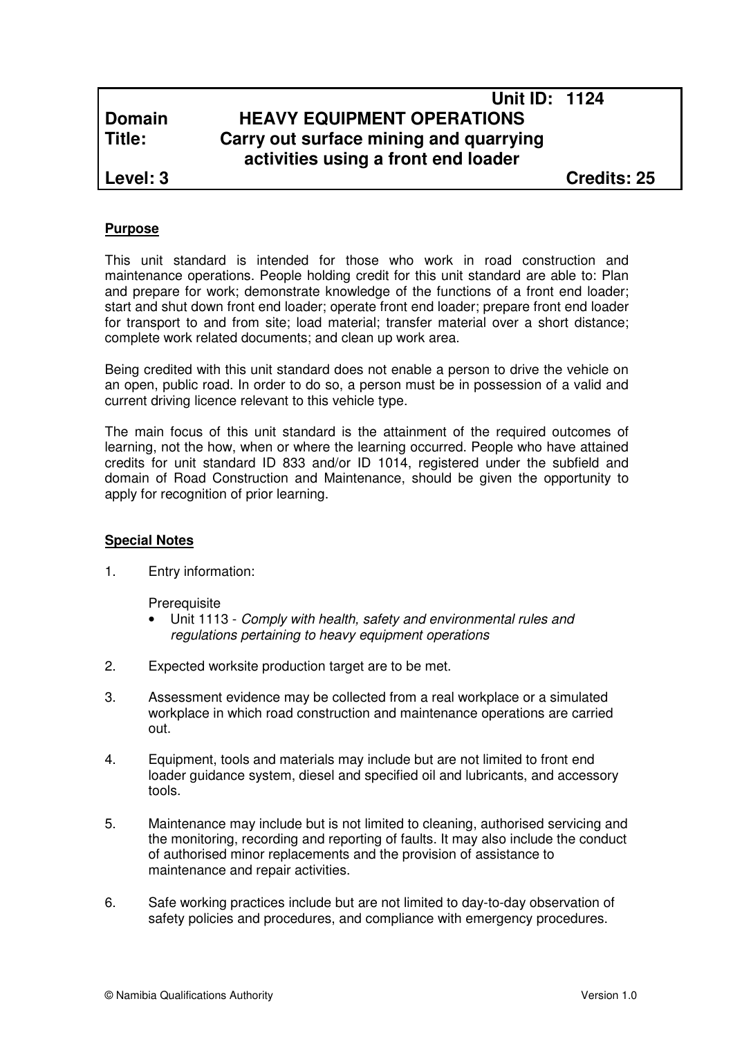| | Unit ID: 1124 |
|---|---|
| **Domain** | **HEAVY EQUIPMENT OPERATIONS** |
| **Title:** | **Carry out surface mining and quarrying activities using a front end loader** |
| **Level: 3** | **Credits: 25** |

**Purpose**

This unit standard is intended for those who work in road construction and maintenance operations. People holding credit for this unit standard are able to: Plan and prepare for work; demonstrate knowledge of the functions of a front end loader; start and shut down front end loader; operate front end loader; prepare front end loader for transport to and from site; load material; transfer material over a short distance; complete work related documents; and clean up work area.

Being credited with this unit standard does not enable a person to drive the vehicle on an open, public road. In order to do so, a person must be in possession of a valid and current driving licence relevant to this vehicle type.

The main focus of this unit standard is the attainment of the required outcomes of learning, not the how, when or where the learning occurred. People who have attained credits for unit standard ID 833 and/or ID 1014, registered under the subfield and domain of Road Construction and Maintenance, should be given the opportunity to apply for recognition of prior learning.

**Special Notes**

1. Entry information:

   Prerequisite
   - Unit 1113 - *Comply with health, safety and environmental rules and regulations pertaining to heavy equipment operations*

2. Expected worksite production target are to be met.

3. Assessment evidence may be collected from a real workplace or a simulated workplace in which road construction and maintenance operations are carried out.

4. Equipment, tools and materials may include but are not limited to front end loader guidance system, diesel and specified oil and lubricants, and accessory tools.

5. Maintenance may include but is not limited to cleaning, authorised servicing and the monitoring, recording and reporting of faults. It may also include the conduct of authorised minor replacements and the provision of assistance to maintenance and repair activities.

6. Safe working practices include but are not limited to day-to-day observation of safety policies and procedures, and compliance with emergency procedures.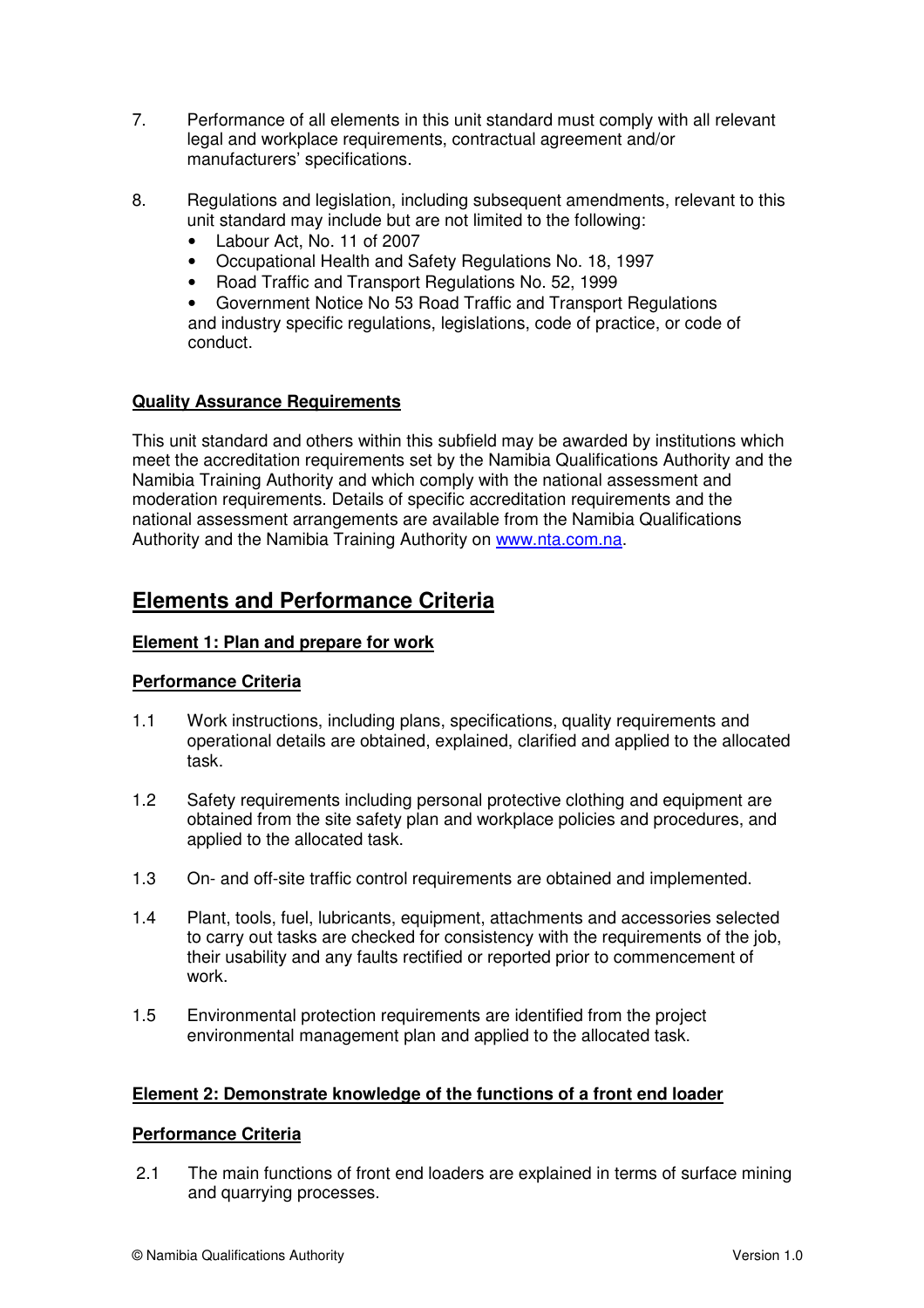7. Performance of all elements in this unit standard must comply with all relevant legal and workplace requirements, contractual agreement and/or manufacturers' specifications.

8. Regulations and legislation, including subsequent amendments, relevant to this unit standard may include but are not limited to the following:
   - Labour Act, No. 11 of 2007
   - Occupational Health and Safety Regulations No. 18, 1997
   - Road Traffic and Transport Regulations No. 52, 1999
   - Government Notice No 53 Road Traffic and Transport Regulations

   and industry specific regulations, legislations, code of practice, or code of conduct.

**Quality Assurance Requirements**

This unit standard and others within this subfield may be awarded by institutions which meet the accreditation requirements set by the Namibia Qualifications Authority and the Namibia Training Authority and which comply with the national assessment and moderation requirements. Details of specific accreditation requirements and the national assessment arrangements are available from the Namibia Qualifications Authority and the Namibia Training Authority on www.nta.com.na.

## Elements and Performance Criteria

### Element 1: Plan and prepare for work

**Performance Criteria**

1.1 Work instructions, including plans, specifications, quality requirements and operational details are obtained, explained, clarified and applied to the allocated task.

1.2 Safety requirements including personal protective clothing and equipment are obtained from the site safety plan and workplace policies and procedures, and applied to the allocated task.

1.3 On- and off-site traffic control requirements are obtained and implemented.

1.4 Plant, tools, fuel, lubricants, equipment, attachments and accessories selected to carry out tasks are checked for consistency with the requirements of the job, their usability and any faults rectified or reported prior to commencement of work.

1.5 Environmental protection requirements are identified from the project environmental management plan and applied to the allocated task.

### Element 2: Demonstrate knowledge of the functions of a front end loader

**Performance Criteria**

2.1 The main functions of front end loaders are explained in terms of surface mining and quarrying processes.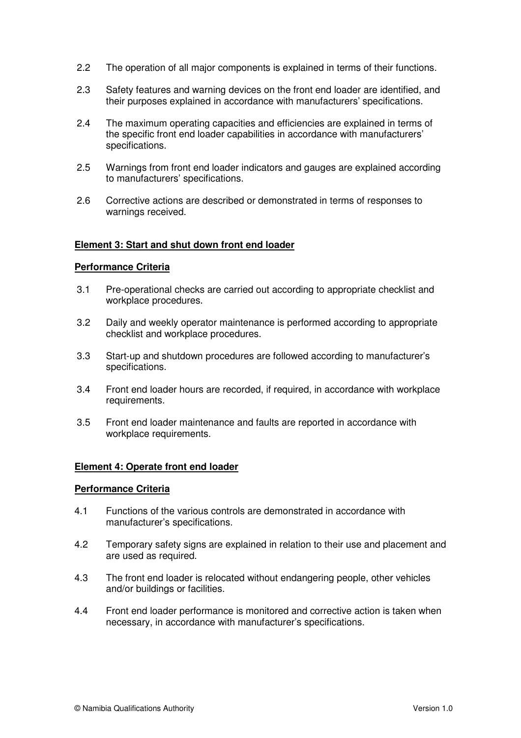2.2 The operation of all major components is explained in terms of their functions.

2.3 Safety features and warning devices on the front end loader are identified, and their purposes explained in accordance with manufacturers' specifications.

2.4 The maximum operating capacities and efficiencies are explained in terms of the specific front end loader capabilities in accordance with manufacturers' specifications.

2.5 Warnings from front end loader indicators and gauges are explained according to manufacturers' specifications.

2.6 Corrective actions are described or demonstrated in terms of responses to warnings received.

**Element 3: Start and shut down front end loader**

**Performance Criteria**

3.1 Pre-operational checks are carried out according to appropriate checklist and workplace procedures.

3.2 Daily and weekly operator maintenance is performed according to appropriate checklist and workplace procedures.

3.3 Start-up and shutdown procedures are followed according to manufacturer's specifications.

3.4 Front end loader hours are recorded, if required, in accordance with workplace requirements.

3.5 Front end loader maintenance and faults are reported in accordance with workplace requirements.

**Element 4: Operate front end loader**

**Performance Criteria**

4.1 Functions of the various controls are demonstrated in accordance with manufacturer's specifications.

4.2 Temporary safety signs are explained in relation to their use and placement and are used as required.

4.3 The front end loader is relocated without endangering people, other vehicles and/or buildings or facilities.

4.4 Front end loader performance is monitored and corrective action is taken when necessary, in accordance with manufacturer's specifications.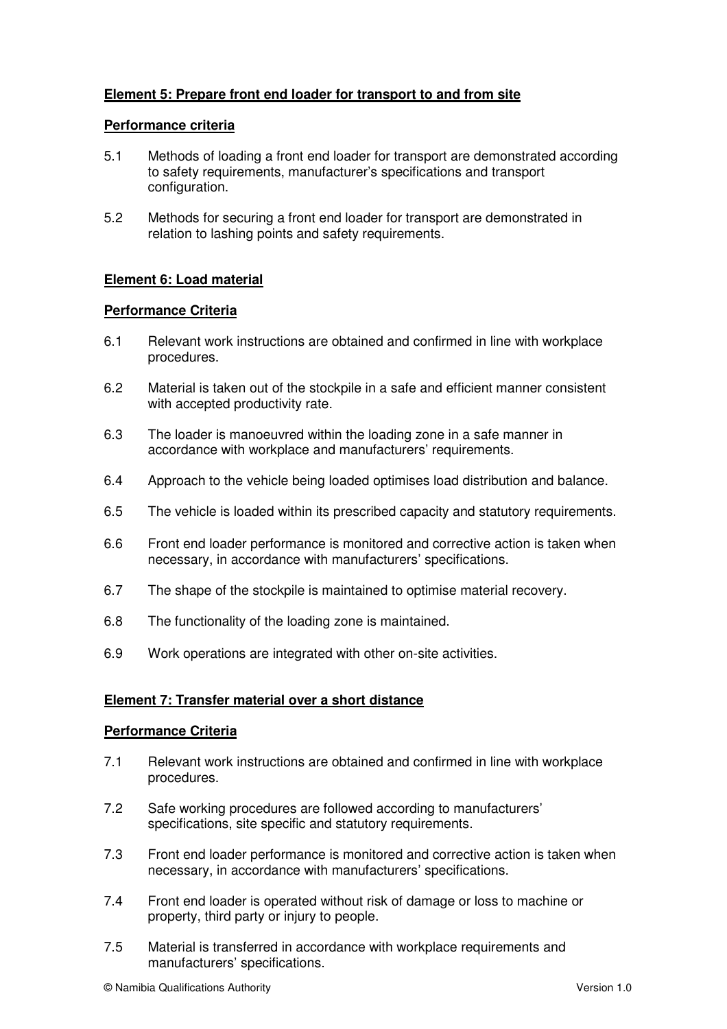**Element 5: Prepare front end loader for transport to and from site**

**Performance criteria**

5.1 Methods of loading a front end loader for transport are demonstrated according to safety requirements, manufacturer's specifications and transport configuration.

5.2 Methods for securing a front end loader for transport are demonstrated in relation to lashing points and safety requirements.

**Element 6: Load material**

**Performance Criteria**

6.1 Relevant work instructions are obtained and confirmed in line with workplace procedures.

6.2 Material is taken out of the stockpile in a safe and efficient manner consistent with accepted productivity rate.

6.3 The loader is manoeuvred within the loading zone in a safe manner in accordance with workplace and manufacturers' requirements.

6.4 Approach to the vehicle being loaded optimises load distribution and balance.

6.5 The vehicle is loaded within its prescribed capacity and statutory requirements.

6.6 Front end loader performance is monitored and corrective action is taken when necessary, in accordance with manufacturers' specifications.

6.7 The shape of the stockpile is maintained to optimise material recovery.

6.8 The functionality of the loading zone is maintained.

6.9 Work operations are integrated with other on-site activities.

**Element 7: Transfer material over a short distance**

**Performance Criteria**

7.1 Relevant work instructions are obtained and confirmed in line with workplace procedures.

7.2 Safe working procedures are followed according to manufacturers' specifications, site specific and statutory requirements.

7.3 Front end loader performance is monitored and corrective action is taken when necessary, in accordance with manufacturers' specifications.

7.4 Front end loader is operated without risk of damage or loss to machine or property, third party or injury to people.

7.5 Material is transferred in accordance with workplace requirements and manufacturers' specifications.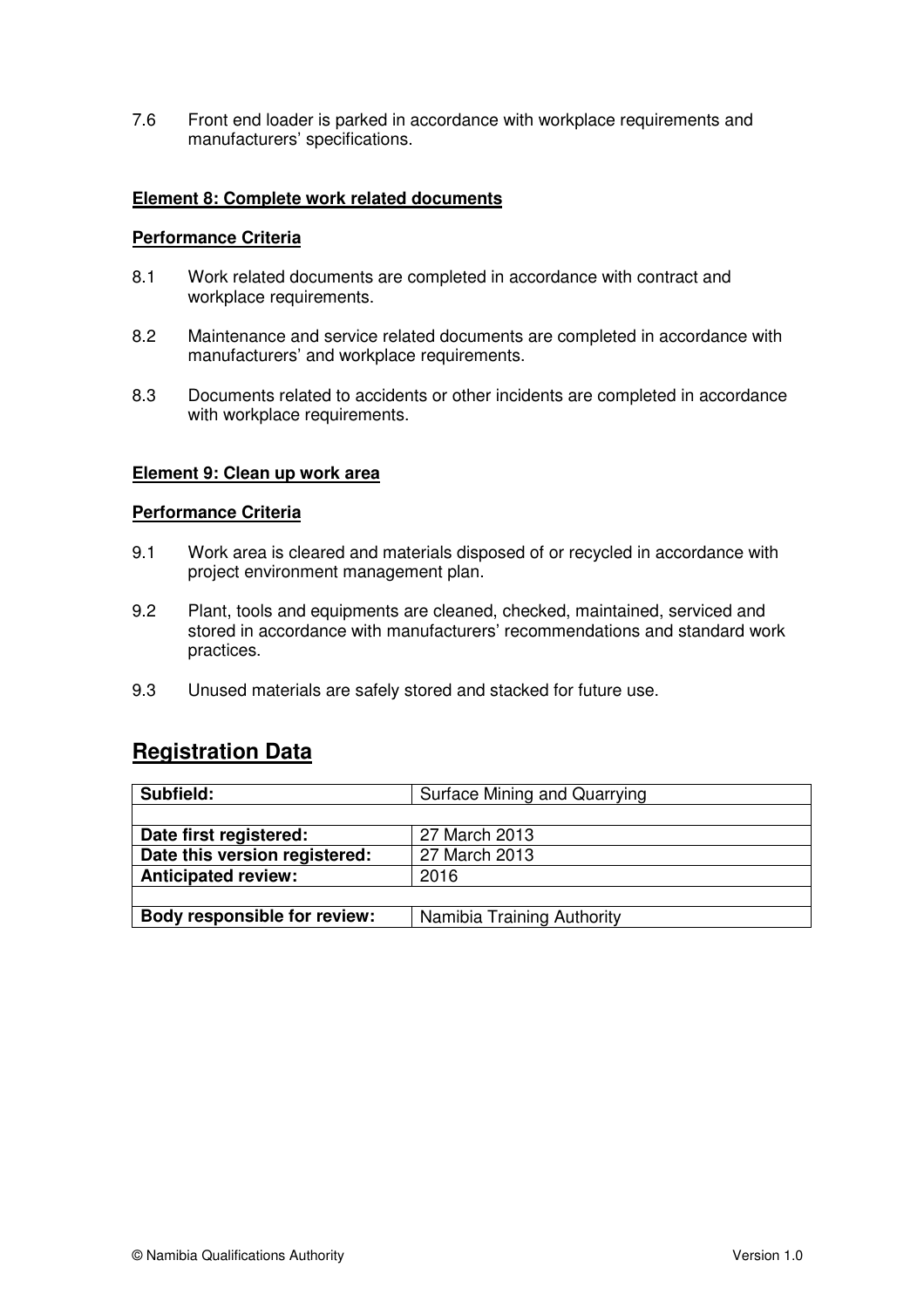7.6 Front end loader is parked in accordance with workplace requirements and manufacturers' specifications.

**Element 8: Complete work related documents**

**Performance Criteria**

8.1 Work related documents are completed in accordance with contract and workplace requirements.

8.2 Maintenance and service related documents are completed in accordance with manufacturers' and workplace requirements.

8.3 Documents related to accidents or other incidents are completed in accordance with workplace requirements.

**Element 9: Clean up work area**

**Performance Criteria**

9.1 Work area is cleared and materials disposed of or recycled in accordance with project environment management plan.

9.2 Plant, tools and equipments are cleaned, checked, maintained, serviced and stored in accordance with manufacturers' recommendations and standard work practices.

9.3 Unused materials are safely stored and stacked for future use.

## Registration Data

| | |
|---|---|
| **Subfield:** | Surface Mining and Quarrying |
| | |
| **Date first registered:** | 27 March 2013 |
| **Date this version registered:** | 27 March 2013 |
| **Anticipated review:** | 2016 |
| | |
| **Body responsible for review:** | Namibia Training Authority |